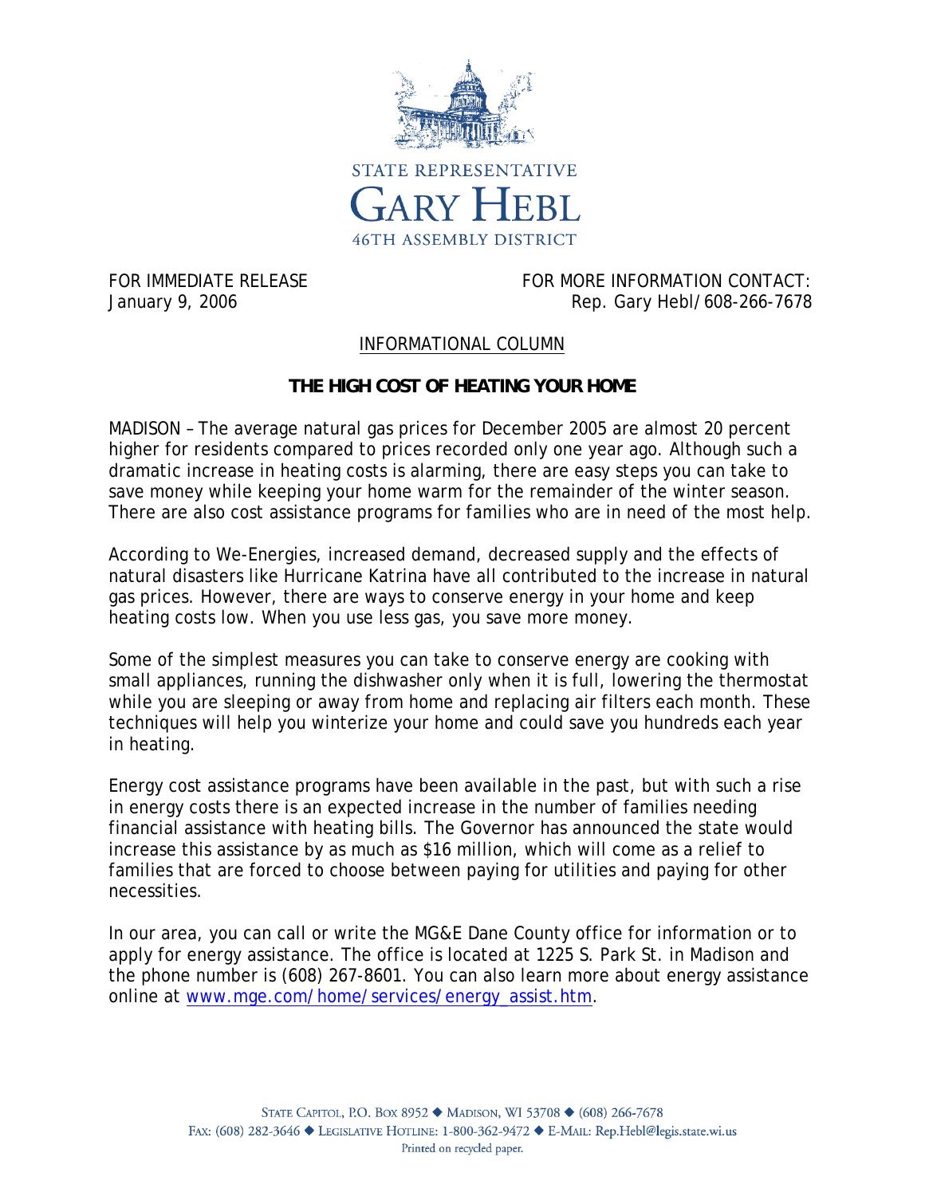STATE REPRESENTATIVE

# GARY HEBL

46TH ASSEMBLY DISTRICT

FOR IMMEDIATE RELEASE
January 9, 2006

FOR MORE INFORMATION CONTACT:
Rep. Gary Hebl/608-266-7678

INFORMATIONAL COLUMN

## THE HIGH COST OF HEATING YOUR HOME

MADISON – The average natural gas prices for December 2005 are almost 20 percent higher for residents compared to prices recorded only one year ago. Although such a dramatic increase in heating costs is alarming, there are easy steps you can take to save money while keeping your home warm for the remainder of the winter season. There are also cost assistance programs for families who are in need of the most help.

According to We-Energies, increased demand, decreased supply and the effects of natural disasters like Hurricane Katrina have all contributed to the increase in natural gas prices. However, there are ways to conserve energy in your home and keep heating costs low. When you use less gas, you save more money.

Some of the simplest measures you can take to conserve energy are cooking with small appliances, running the dishwasher only when it is full, lowering the thermostat while you are sleeping or away from home and replacing air filters each month. These techniques will help you winterize your home and could save you hundreds each year in heating.

Energy cost assistance programs have been available in the past, but with such a rise in energy costs there is an expected increase in the number of families needing financial assistance with heating bills. The Governor has announced the state would increase this assistance by as much as $16 million, which will come as a relief to families that are forced to choose between paying for utilities and paying for other necessities.

In our area, you can call or write the MG&E Dane County office for information or to apply for energy assistance. The office is located at 1225 S. Park St. in Madison and the phone number is (608) 267-8601. You can also learn more about energy assistance online at www.mge.com/home/services/energy_assist.htm.

STATE CAPITOL, P.O. BOX 8952 ◆ MADISON, WI 53708 ◆ (608) 266-7678
FAX: (608) 282-3646 ◆ LEGISLATIVE HOTLINE: 1-800-362-9472 ◆ E-MAIL: Rep.Hebl@legis.state.wi.us
Printed on recycled paper.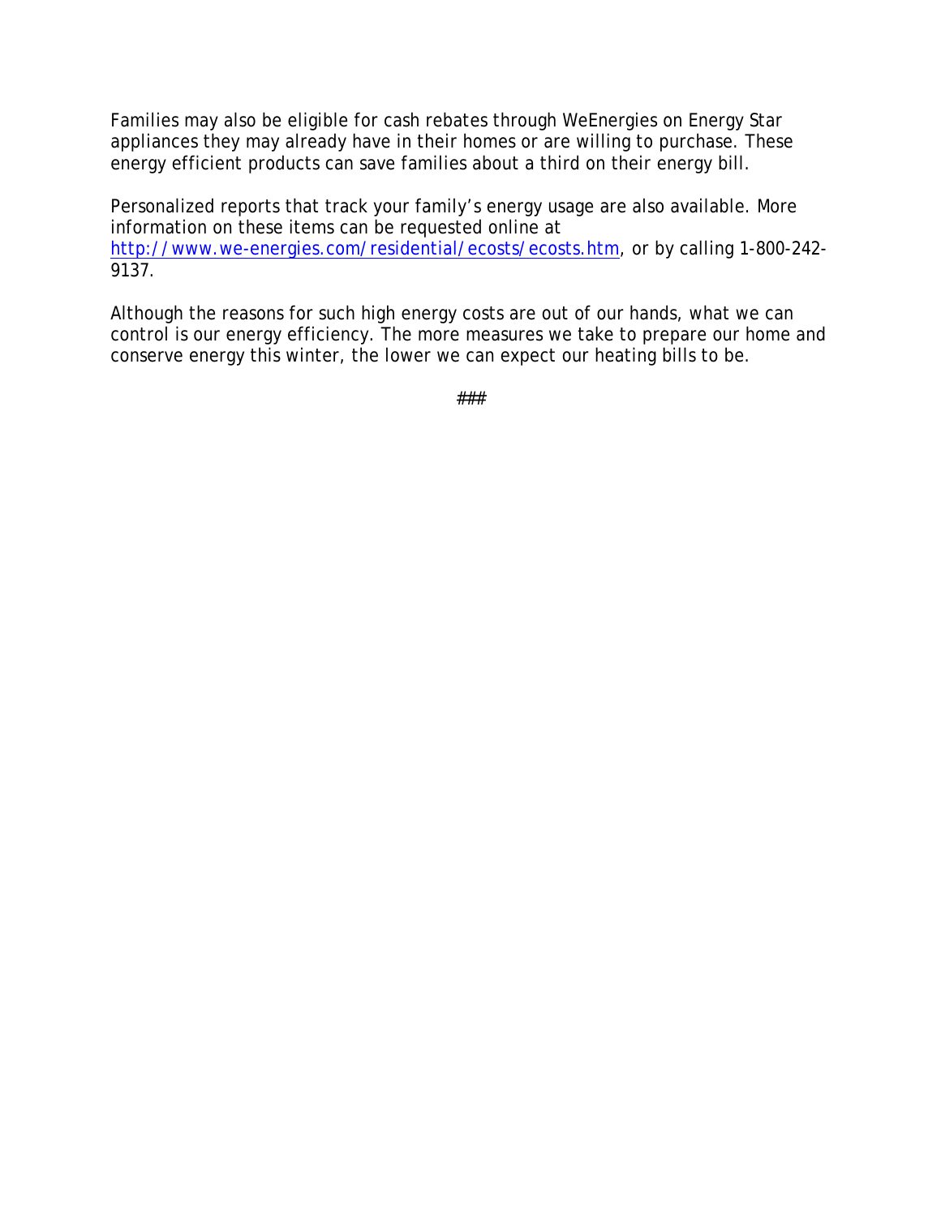Families may also be eligible for cash rebates through WeEnergies on Energy Star appliances they may already have in their homes or are willing to purchase. These energy efficient products can save families about a third on their energy bill.

Personalized reports that track your family's energy usage are also available. More information on these items can be requested online at http://www.we-energies.com/residential/ecosts/ecosts.htm, or by calling 1-800-242-9137.

Although the reasons for such high energy costs are out of our hands, what we can control is our energy efficiency. The more measures we take to prepare our home and conserve energy this winter, the lower we can expect our heating bills to be.

###